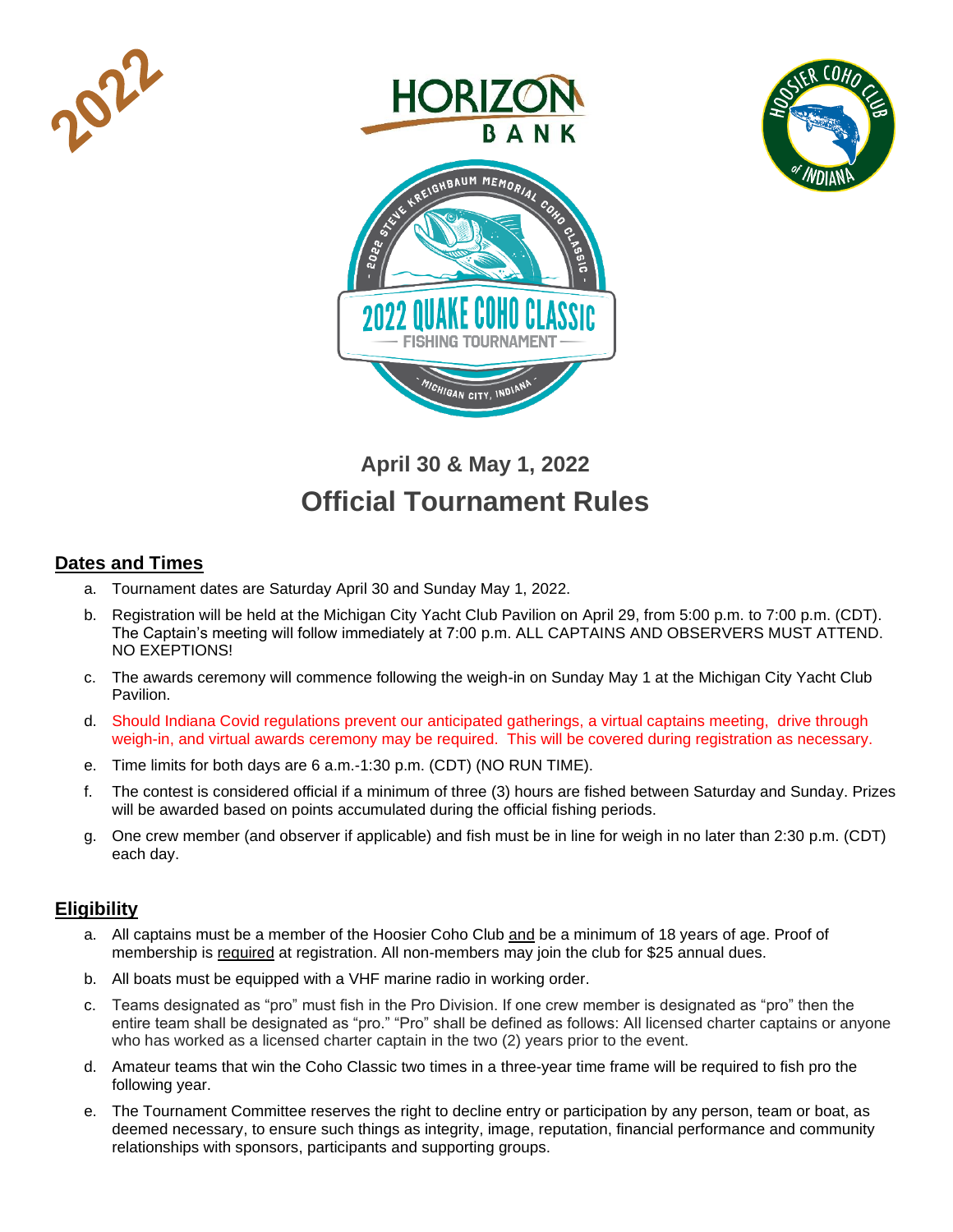2022

HORIZON BANK

HOOSIER COHO CLUB of INDIANA

2022 STEVE KREIGHBAUM MEMORIAL COHO CLASSIC

2022 QUAKE COHO CLASSIC

FISHING TOURNAMENT

MICHIGAN CITY, INDIANA

## April 30 & May 1, 2022

# Official Tournament Rules

## Dates and Times

a. Tournament dates are Saturday April 30 and Sunday May 1, 2022.

b. Registration will be held at the Michigan City Yacht Club Pavilion on April 29, from 5:00 p.m. to 7:00 p.m. (CDT). The Captain's meeting will follow immediately at 7:00 p.m. ALL CAPTAINS AND OBSERVERS MUST ATTEND. NO EXEPTIONS!

c. The awards ceremony will commence following the weigh-in on Sunday May 1 at the Michigan City Yacht Club Pavilion.

d. Should Indiana Covid regulations prevent our anticipated gatherings, a virtual captains meeting, drive through weigh-in, and virtual awards ceremony may be required. This will be covered during registration as necessary.

e. Time limits for both days are 6 a.m.-1:30 p.m. (CDT) (NO RUN TIME).

f. The contest is considered official if a minimum of three (3) hours are fished between Saturday and Sunday. Prizes will be awarded based on points accumulated during the official fishing periods.

g. One crew member (and observer if applicable) and fish must be in line for weigh in no later than 2:30 p.m. (CDT) each day.

## Eligibility

a. All captains must be a member of the Hoosier Coho Club and be a minimum of 18 years of age. Proof of membership is required at registration. All non-members may join the club for $25 annual dues.

b. All boats must be equipped with a VHF marine radio in working order.

c. Teams designated as "pro" must fish in the Pro Division. If one crew member is designated as "pro" then the entire team shall be designated as "pro." "Pro" shall be defined as follows: All licensed charter captains or anyone who has worked as a licensed charter captain in the two (2) years prior to the event.

d. Amateur teams that win the Coho Classic two times in a three-year time frame will be required to fish pro the following year.

e. The Tournament Committee reserves the right to decline entry or participation by any person, team or boat, as deemed necessary, to ensure such things as integrity, image, reputation, financial performance and community relationships with sponsors, participants and supporting groups.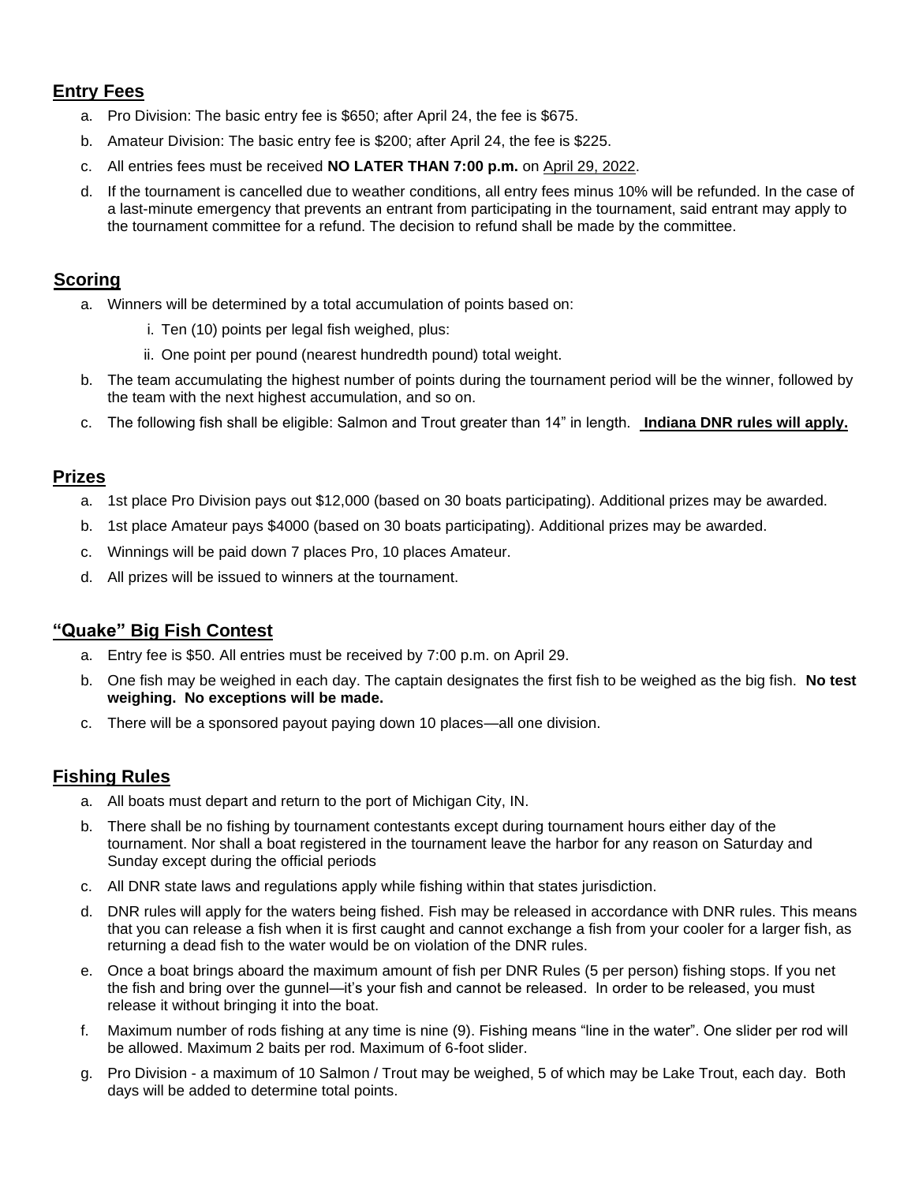## Entry Fees

a. Pro Division: The basic entry fee is $650; after April 24, the fee is $675.

b. Amateur Division: The basic entry fee is $200; after April 24, the fee is $225.

c. All entries fees must be received **NO LATER THAN 7:00 p.m.** on April 29, 2022.

d. If the tournament is cancelled due to weather conditions, all entry fees minus 10% will be refunded. In the case of a last-minute emergency that prevents an entrant from participating in the tournament, said entrant may apply to the tournament committee for a refund. The decision to refund shall be made by the committee.

## Scoring

a. Winners will be determined by a total accumulation of points based on:
   i. Ten (10) points per legal fish weighed, plus:
   ii. One point per pound (nearest hundredth pound) total weight.

b. The team accumulating the highest number of points during the tournament period will be the winner, followed by the team with the next highest accumulation, and so on.

c. The following fish shall be eligible: Salmon and Trout greater than 14" in length. **Indiana DNR rules will apply.**

## Prizes

a. 1st place Pro Division pays out $12,000 (based on 30 boats participating). Additional prizes may be awarded.

b. 1st place Amateur pays $4000 (based on 30 boats participating). Additional prizes may be awarded.

c. Winnings will be paid down 7 places Pro, 10 places Amateur.

d. All prizes will be issued to winners at the tournament.

## "Quake" Big Fish Contest

a. Entry fee is $50. All entries must be received by 7:00 p.m. on April 29.

b. One fish may be weighed in each day. The captain designates the first fish to be weighed as the big fish. **No test weighing. No exceptions will be made.**

c. There will be a sponsored payout paying down 10 places—all one division.

## Fishing Rules

a. All boats must depart and return to the port of Michigan City, IN.

b. There shall be no fishing by tournament contestants except during tournament hours either day of the tournament. Nor shall a boat registered in the tournament leave the harbor for any reason on Saturday and Sunday except during the official periods

c. All DNR state laws and regulations apply while fishing within that states jurisdiction.

d. DNR rules will apply for the waters being fished. Fish may be released in accordance with DNR rules. This means that you can release a fish when it is first caught and cannot exchange a fish from your cooler for a larger fish, as returning a dead fish to the water would be on violation of the DNR rules.

e. Once a boat brings aboard the maximum amount of fish per DNR Rules (5 per person) fishing stops. If you net the fish and bring over the gunnel—it's your fish and cannot be released. In order to be released, you must release it without bringing it into the boat.

f. Maximum number of rods fishing at any time is nine (9). Fishing means "line in the water". One slider per rod will be allowed. Maximum 2 baits per rod. Maximum of 6-foot slider.

g. Pro Division - a maximum of 10 Salmon / Trout may be weighed, 5 of which may be Lake Trout, each day. Both days will be added to determine total points.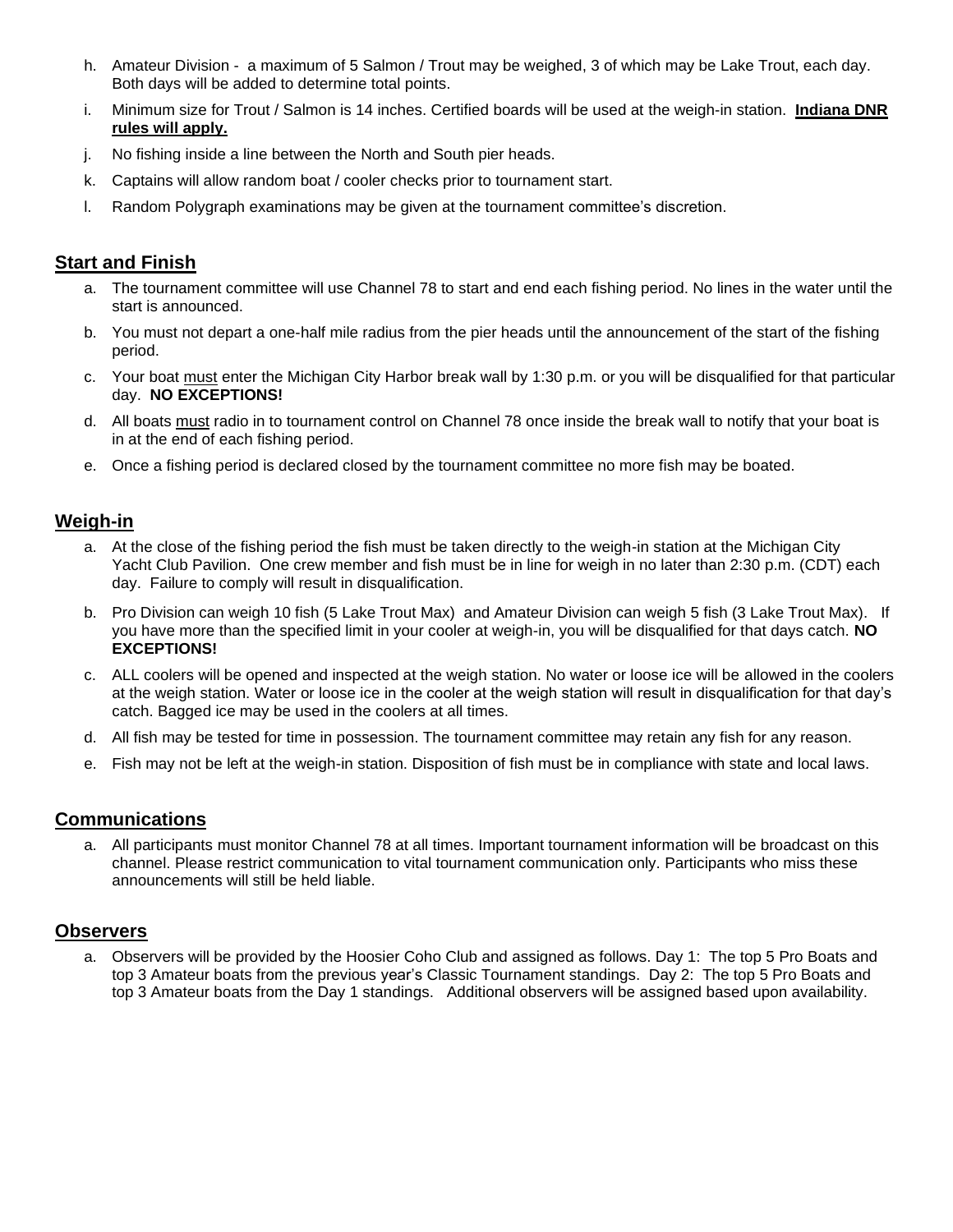h. Amateur Division - a maximum of 5 Salmon / Trout may be weighed, 3 of which may be Lake Trout, each day. Both days will be added to determine total points.

i. Minimum size for Trout / Salmon is 14 inches. Certified boards will be used at the weigh-in station. **<u>Indiana DNR rules will apply.</u>**

j. No fishing inside a line between the North and South pier heads.

k. Captains will allow random boat / cooler checks prior to tournament start.

l. Random Polygraph examinations may be given at the tournament committee's discretion.

## Start and Finish

a. The tournament committee will use Channel 78 to start and end each fishing period. No lines in the water until the start is announced.

b. You must not depart a one-half mile radius from the pier heads until the announcement of the start of the fishing period.

c. Your boat <u>must</u> enter the Michigan City Harbor break wall by 1:30 p.m. or you will be disqualified for that particular day. **NO EXCEPTIONS!**

d. All boats <u>must</u> radio in to tournament control on Channel 78 once inside the break wall to notify that your boat is in at the end of each fishing period.

e. Once a fishing period is declared closed by the tournament committee no more fish may be boated.

## Weigh-in

a. At the close of the fishing period the fish must be taken directly to the weigh-in station at the Michigan City Yacht Club Pavilion. One crew member and fish must be in line for weigh in no later than 2:30 p.m. (CDT) each day. Failure to comply will result in disqualification.

b. Pro Division can weigh 10 fish (5 Lake Trout Max) and Amateur Division can weigh 5 fish (3 Lake Trout Max). If you have more than the specified limit in your cooler at weigh-in, you will be disqualified for that days catch. **NO EXCEPTIONS!**

c. ALL coolers will be opened and inspected at the weigh station. No water or loose ice will be allowed in the coolers at the weigh station. Water or loose ice in the cooler at the weigh station will result in disqualification for that day's catch. Bagged ice may be used in the coolers at all times.

d. All fish may be tested for time in possession. The tournament committee may retain any fish for any reason.

e. Fish may not be left at the weigh-in station. Disposition of fish must be in compliance with state and local laws.

## Communications

a. All participants must monitor Channel 78 at all times. Important tournament information will be broadcast on this channel. Please restrict communication to vital tournament communication only. Participants who miss these announcements will still be held liable.

## Observers

a. Observers will be provided by the Hoosier Coho Club and assigned as follows. Day 1: The top 5 Pro Boats and top 3 Amateur boats from the previous year's Classic Tournament standings. Day 2: The top 5 Pro Boats and top 3 Amateur boats from the Day 1 standings. Additional observers will be assigned based upon availability.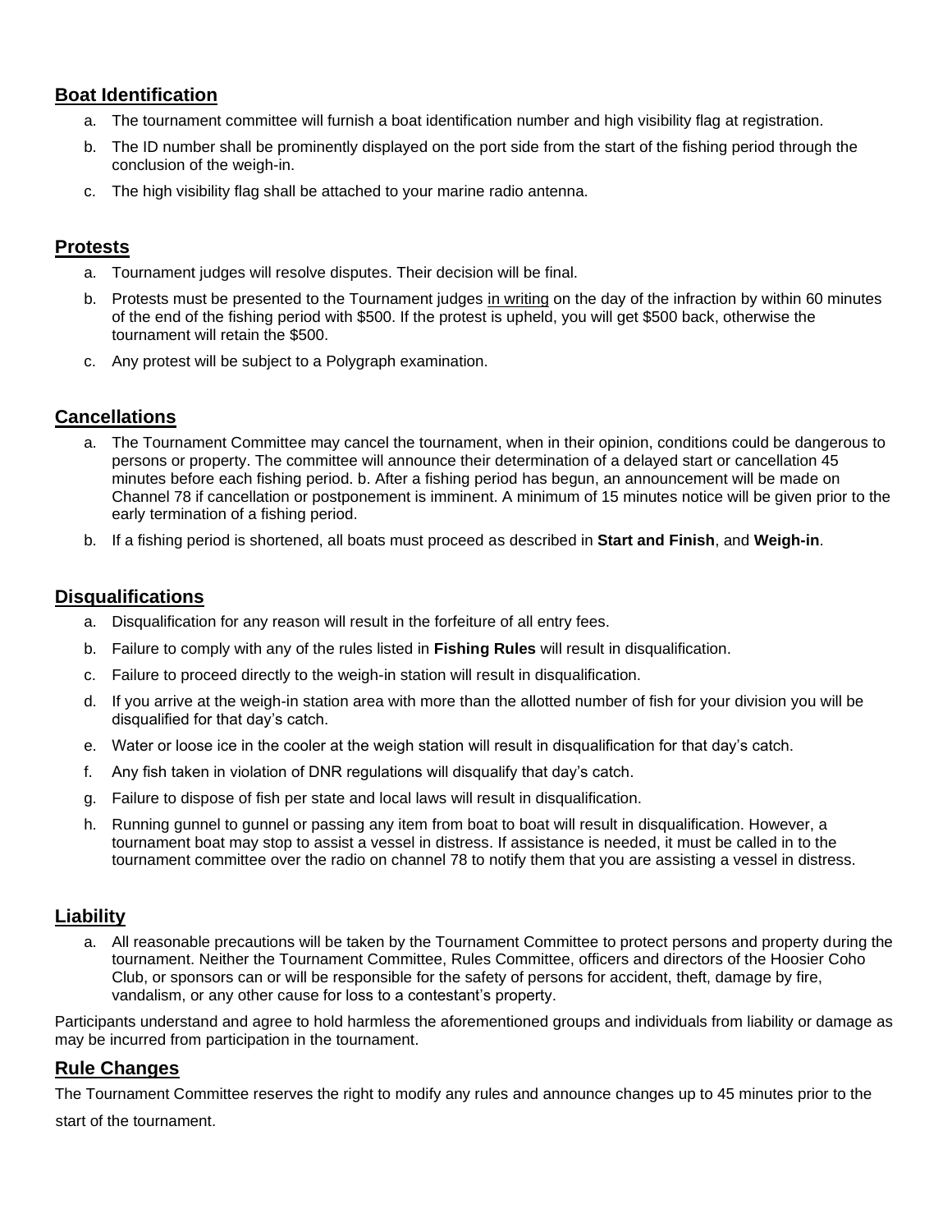## Boat Identification

a. The tournament committee will furnish a boat identification number and high visibility flag at registration.
b. The ID number shall be prominently displayed on the port side from the start of the fishing period through the conclusion of the weigh-in.
c. The high visibility flag shall be attached to your marine radio antenna.

## Protests

a. Tournament judges will resolve disputes. Their decision will be final.
b. Protests must be presented to the Tournament judges in writing on the day of the infraction by within 60 minutes of the end of the fishing period with $500. If the protest is upheld, you will get $500 back, otherwise the tournament will retain the $500.
c. Any protest will be subject to a Polygraph examination.

## Cancellations

a. The Tournament Committee may cancel the tournament, when in their opinion, conditions could be dangerous to persons or property. The committee will announce their determination of a delayed start or cancellation 45 minutes before each fishing period. b. After a fishing period has begun, an announcement will be made on Channel 78 if cancellation or postponement is imminent. A minimum of 15 minutes notice will be given prior to the early termination of a fishing period.
b. If a fishing period is shortened, all boats must proceed as described in **Start and Finish**, and **Weigh-in**.

## Disqualifications

a. Disqualification for any reason will result in the forfeiture of all entry fees.
b. Failure to comply with any of the rules listed in **Fishing Rules** will result in disqualification.
c. Failure to proceed directly to the weigh-in station will result in disqualification.
d. If you arrive at the weigh-in station area with more than the allotted number of fish for your division you will be disqualified for that day's catch.
e. Water or loose ice in the cooler at the weigh station will result in disqualification for that day's catch.
f. Any fish taken in violation of DNR regulations will disqualify that day's catch.
g. Failure to dispose of fish per state and local laws will result in disqualification.
h. Running gunnel to gunnel or passing any item from boat to boat will result in disqualification. However, a tournament boat may stop to assist a vessel in distress. If assistance is needed, it must be called in to the tournament committee over the radio on channel 78 to notify them that you are assisting a vessel in distress.

## Liability

a. All reasonable precautions will be taken by the Tournament Committee to protect persons and property during the tournament. Neither the Tournament Committee, Rules Committee, officers and directors of the Hoosier Coho Club, or sponsors can or will be responsible for the safety of persons for accident, theft, damage by fire, vandalism, or any other cause for loss to a contestant's property.

Participants understand and agree to hold harmless the aforementioned groups and individuals from liability or damage as may be incurred from participation in the tournament.

## Rule Changes

The Tournament Committee reserves the right to modify any rules and announce changes up to 45 minutes prior to the start of the tournament.